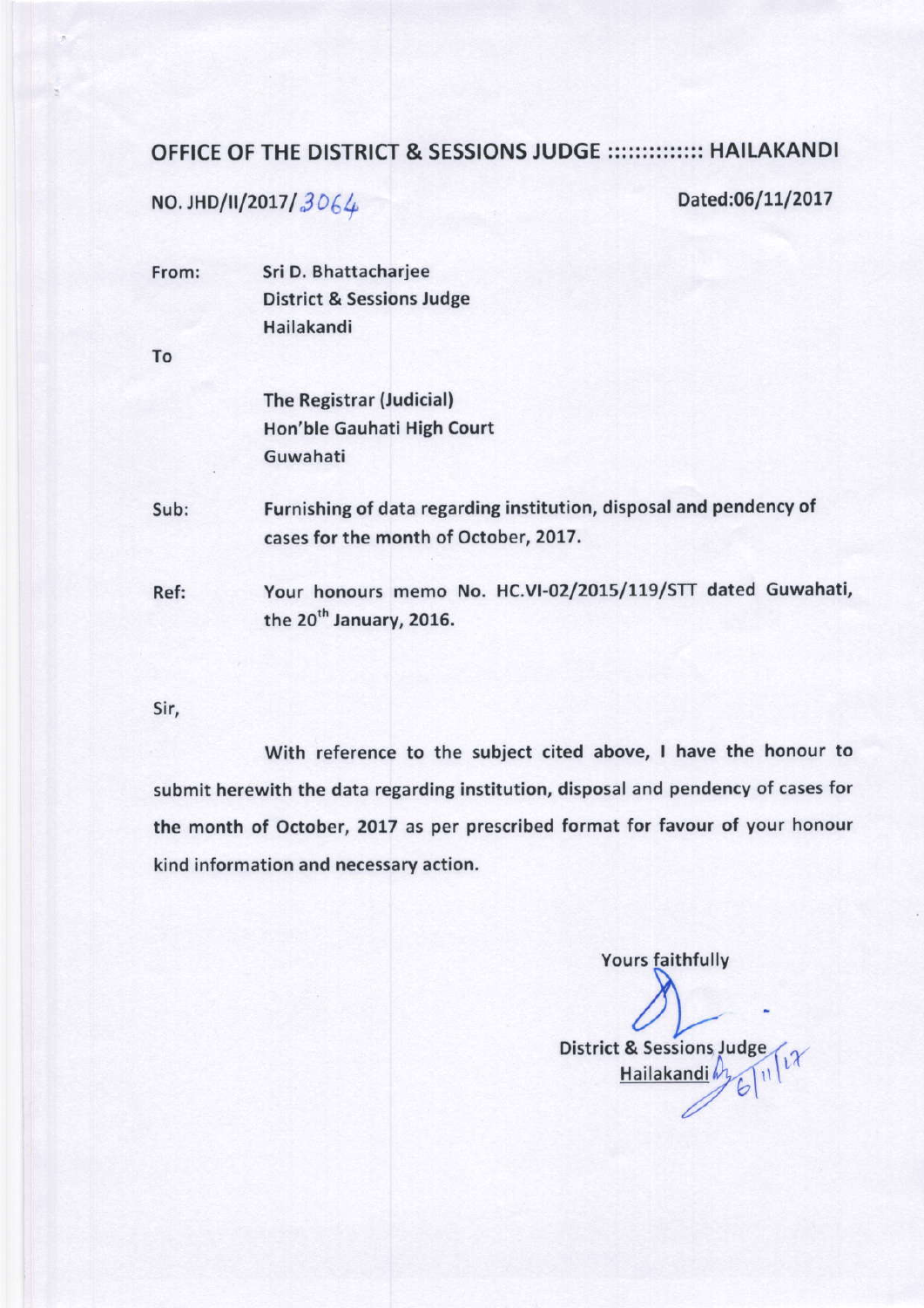## OFFICE OF THE DISTRICT & SESSIONS JUDGE ::::::::::::: HAILAKANDI

**NO. JHD/II/2017/3064** **Dated:06/11/2017**

From: Sri D. Bhattacharjee
District & Sessions Judge
Hailakandi

To

The Registrar (Judicial)
Hon'ble Gauhati High Court
Guwahati

Sub: **Furnishing of data regarding institution, disposal and pendency of cases for the month of October, 2017.**

Ref: **Your honours memo No. HC.VI-02/2015/119/STT dated Guwahati, the 20th January, 2016.**

Sir,

With reference to the subject cited above, I have the honour to submit herewith the data regarding institution, disposal and pendency of cases for the month of October, 2017 as per prescribed format for favour of your honour kind information and necessary action.

Yours faithfully

District & Sessions Judge
Hailakandi 6/11/17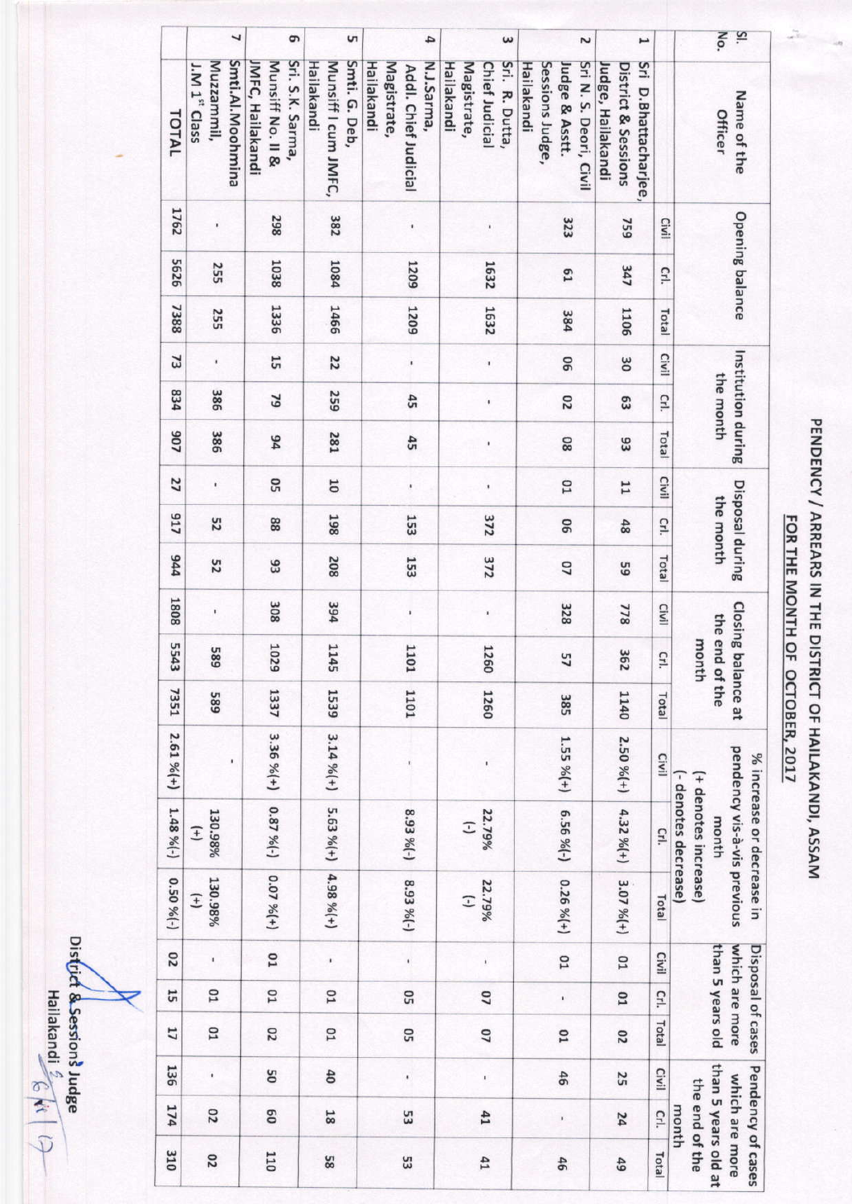# PENDENCY / ARREARS IN THE DISTRICT OF HAILAKANDI, ASSAM

## FOR THE MONTH OF OCTOBER, 2017

| Sl. No. | Name of the Officer | Opening balance | | | Institution during the month | | | Disposal during the month | | | Closing balance at the end of the month | | | % increase or decrease in pendency vis-à-vis previous month (+ denotes increase) (- denotes decrease) | | | Disposal of cases which are more than 5 years old | | | Pendency of cases which are more than 5 years old at the end of the month | | |
|---|---|---|---|---|---|---|---|---|---|---|---|---|---|---|---|---|---|---|---|---|---|---|
| | | Civil | Crl. | Total | Civil | Crl. | Total | Civil | Crl. | Total | Civil | Crl. | Total | Civil | Crl. | Total | Civil | Crl. | Total | Civil | Crl. | Total |
| 1 | Sri D.Bhattacharjee, District & Sessions Judge, Hailakandi | 759 | 347 | 1106 | 30 | 63 | 93 | 11 | 48 | 59 | 778 | 362 | 1140 | 2.50 %(+) | 4.32 %(+) | 3.07 %(+) | 01 | 01 | 02 | 25 | 24 | 49 |
| 2 | Sri N. S. Deori, Civil Judge & Asstt. Sessions Judge, Hailakandi | 323 | 61 | 384 | 06 | 02 | 08 | 01 | 06 | 07 | 328 | 57 | 385 | 1.55 %(+) | 6.56 %(-) | 0.26 %(+) | 01 | - | 01 | 46 | - | 46 |
| 3 | Sri. R. Dutta, Chief Judicial Magistrate, Hailakandi | - | 1632 | 1632 | - | - | - | - | 372 | 372 | - | 1260 | 1260 | - | 22.79% (-) | 22.79% (-) | - | 07 | 07 | - | 41 | 41 |
| 4 | N.J.Sarma, Addl. Chief Judicial Magistrate, Hailakandi | - | 1209 | 1209 | - | 45 | 45 | - | 153 | 153 | - | 1101 | 1101 | - | 8.93 %(-) | 8.93 %(-) | - | 05 | 05 | - | 53 | 53 |
| 5 | Smti. G. Deb, Munsiff I cum JMFC, Hailakandi | 382 | 1084 | 1466 | 22 | 259 | 281 | 10 | 198 | 208 | 394 | 1145 | 1539 | 3.14 %(+) | 5.63 %(+) | 4.98 %(+) | - | 01 | 01 | 40 | 18 | 58 |
| 6 | Sri. S.K. Sarma, Munsiff No. II & JMFC, Hailakandi | 298 | 1038 | 1336 | 15 | 79 | 94 | 05 | 88 | 93 | 308 | 1029 | 1337 | 3.36 %(+) | 0.87 %(-) | 0.07 %(+) | 01 | 01 | 02 | 50 | 60 | 110 |
| 7 | Smti.Al.Moohmina Muzzammil, J.M 1st Class | - | 255 | 255 | - | 386 | 386 | - | 52 | 52 | - | 589 | 589 | - | 130.98% (+) | 130.98% (+) | - | 01 | 01 | - | 02 | 02 |
| | TOTAL | 1762 | 5626 | 7388 | 73 | 834 | 907 | 27 | 917 | 944 | 1808 | 5543 | 7351 | 2.61 %(+) | 1.48 %(-) | 0.50 %(-) | 02 | 15 | 17 | 136 | 174 | 310 |

District & Sessions Judge
Hailakandi
6/11/17